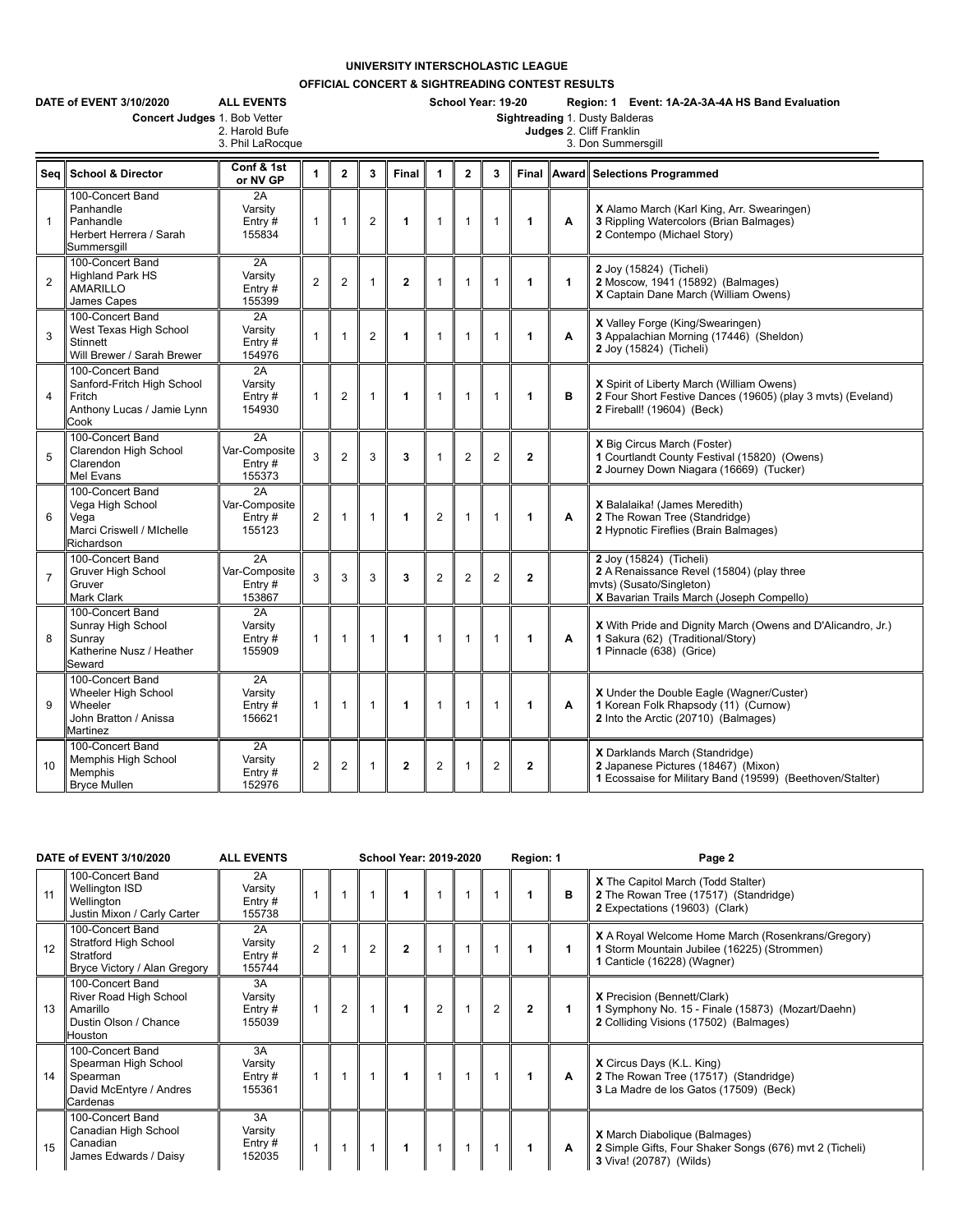# UNIVERSITY INTERSCHOLASTIC LEAGUE

## OFFICIAL CONCERT & SIGHTREADING CONTEST RESULTS

**DATE of EVENT 3/10/2020** **ALL EVENTS** **School Year: 19-20** **Region: 1 Event: 1A-2A-3A-4A HS Band Evaluation**

**Concert Judges** 1. Bob Vetter
2. Harold Bufe
3. Phil LaRocque

**Sightreading Judges** 1. Dusty Balderas
2. Cliff Franklin
3. Don Summersgill

| Seq | School & Director | Conf & 1st or NV GP | 1 | 2 | 3 | Final | 1 | 2 | 3 | Final | Award | Selections Programmed |
|---|---|---|---|---|---|---|---|---|---|---|---|---|
| 1 | 100-Concert Band Panhandle Panhandle Herbert Herrera / Sarah Summersgill | 2A Varsity Entry # 155834 | 1 | 1 | 2 | **1** | 1 | 1 | 1 | **1** | **A** | **X** Alamo March (Karl King, Arr. Swearingen) **3** Rippling Watercolors (Brian Balmages) **2** Contempo (Michael Story) |
| 2 | 100-Concert Band Highland Park HS AMARILLO James Capes | 2A Varsity Entry # 155399 | 2 | 2 | 1 | **2** | 1 | 1 | 1 | **1** | **1** | **2** Joy (15824) (Ticheli) **2** Moscow, 1941 (15892) (Balmages) **X** Captain Dane March (William Owens) |
| 3 | 100-Concert Band West Texas High School Stinnett Will Brewer / Sarah Brewer | 2A Varsity Entry # 154976 | 1 | 1 | 2 | **1** | 1 | 1 | 1 | **1** | **A** | **X** Valley Forge (King/Swearingen) **3** Appalachian Morning (17446) (Sheldon) **2** Joy (15824) (Ticheli) |
| 4 | 100-Concert Band Sanford-Fritch High School Fritch Anthony Lucas / Jamie Lynn Cook | 2A Varsity Entry # 154930 | 1 | 2 | 1 | **1** | 1 | 1 | 1 | **1** | **B** | **X** Spirit of Liberty March (William Owens) **2** Four Short Festive Dances (19605) (play 3 mvts) (Eveland) **2** Fireball! (19604) (Beck) |
| 5 | 100-Concert Band Clarendon High School Clarendon Mel Evans | 2A Var-Composite Entry # 155373 | 3 | 2 | 3 | **3** | 1 | 2 | 2 | **2** | | **X** Big Circus March (Foster) **1** Courtlandt County Festival (15820) (Owens) **2** Journey Down Niagara (16669) (Tucker) |
| 6 | 100-Concert Band Vega High School Vega Marci Criswell / MIchelle Richardson | 2A Var-Composite Entry # 155123 | 2 | 1 | 1 | **1** | 2 | 1 | 1 | **1** | **A** | **X** Balalaika! (James Meredith) **2** The Rowan Tree (Standridge) **2** Hypnotic Fireflies (Brain Balmages) |
| 7 | 100-Concert Band Gruver High School Gruver Mark Clark | 2A Var-Composite Entry # 153867 | 3 | 3 | 3 | **3** | 2 | 2 | 2 | **2** | | **2** Joy (15824) (Ticheli) **2** A Renaissance Revel (15804) (play three mvts) (Susato/Singleton) **X** Bavarian Trails March (Joseph Compello) |
| 8 | 100-Concert Band Sunray High School Sunray Katherine Nusz / Heather Seward | 2A Varsity Entry # 155909 | 1 | 1 | 1 | **1** | 1 | 1 | 1 | **1** | **A** | **X** With Pride and Dignity March (Owens and D'Alicandro, Jr.) **1** Sakura (62) (Traditional/Story) **1** Pinnacle (638) (Grice) |
| 9 | 100-Concert Band Wheeler High School Wheeler John Bratton / Anissa Martinez | 2A Varsity Entry # 156621 | 1 | 1 | 1 | **1** | 1 | 1 | 1 | **1** | **A** | **X** Under the Double Eagle (Wagner/Custer) **1** Korean Folk Rhapsody (11) (Curnow) **2** Into the Arctic (20710) (Balmages) |
| 10 | 100-Concert Band Memphis High School Memphis Bryce Mullen | 2A Varsity Entry # 152976 | 2 | 2 | 1 | **2** | 2 | 1 | 2 | **2** | | **X** Darklands March (Standridge) **2** Japanese Pictures (18467) (Mixon) **1** Ecossaise for Military Band (19599) (Beethoven/Stalter) |

**DATE of EVENT 3/10/2020** **ALL EVENTS** **School Year: 2019-2020** **Region: 1**

| Seq | School & Director | Conf & 1st or NV GP | 1 | 2 | 3 | Final | 1 | 2 | 3 | Final | Award | Selections Programmed |
|---|---|---|---|---|---|---|---|---|---|---|---|---|
| 11 | 100-Concert Band Wellington ISD Wellington Justin Mixon / Carly Carter | 2A Varsity Entry # 155738 | 1 | 1 | 1 | **1** | 1 | 1 | 1 | **1** | **B** | **X** The Capitol March (Todd Stalter) **2** The Rowan Tree (17517) (Standridge) **2** Expectations (19603) (Clark) |
| 12 | 100-Concert Band Stratford High School Stratford Bryce Victory / Alan Gregory | 2A Varsity Entry # 155744 | 2 | 1 | 2 | **2** | 1 | 1 | 1 | **1** | **1** | **X** A Royal Welcome Home March (Rosenkrans/Gregory) **1** Storm Mountain Jubilee (16225) (Strommen) **1** Canticle (16228) (Wagner) |
| 13 | 100-Concert Band River Road High School Amarillo Dustin Olson / Chance Houston | 3A Varsity Entry # 155039 | 1 | 2 | 1 | **1** | 2 | 1 | 2 | **2** | **1** | **X** Precision (Bennett/Clark) **1** Symphony No. 15 - Finale (15873) (Mozart/Daehn) **2** Colliding Visions (17502) (Balmages) |
| 14 | 100-Concert Band Spearman High School Spearman David McEntyre / Andres Cardenas | 3A Varsity Entry # 155361 | 1 | 1 | 1 | **1** | 1 | 1 | 1 | **1** | **A** | **X** Circus Days (K.L. King) **2** The Rowan Tree (17517) (Standridge) **3** La Madre de los Gatos (17509) (Beck) |
| 15 | 100-Concert Band Canadian High School Canadian James Edwards / Daisy | 3A Varsity Entry # 152035 | 1 | 1 | 1 | **1** | 1 | 1 | 1 | **1** | **A** | **X** March Diabolique (Balmages) **2** Simple Gifts, Four Shaker Songs (676) mvt 2 (Ticheli) **3** Viva! (20787) (Wilds) |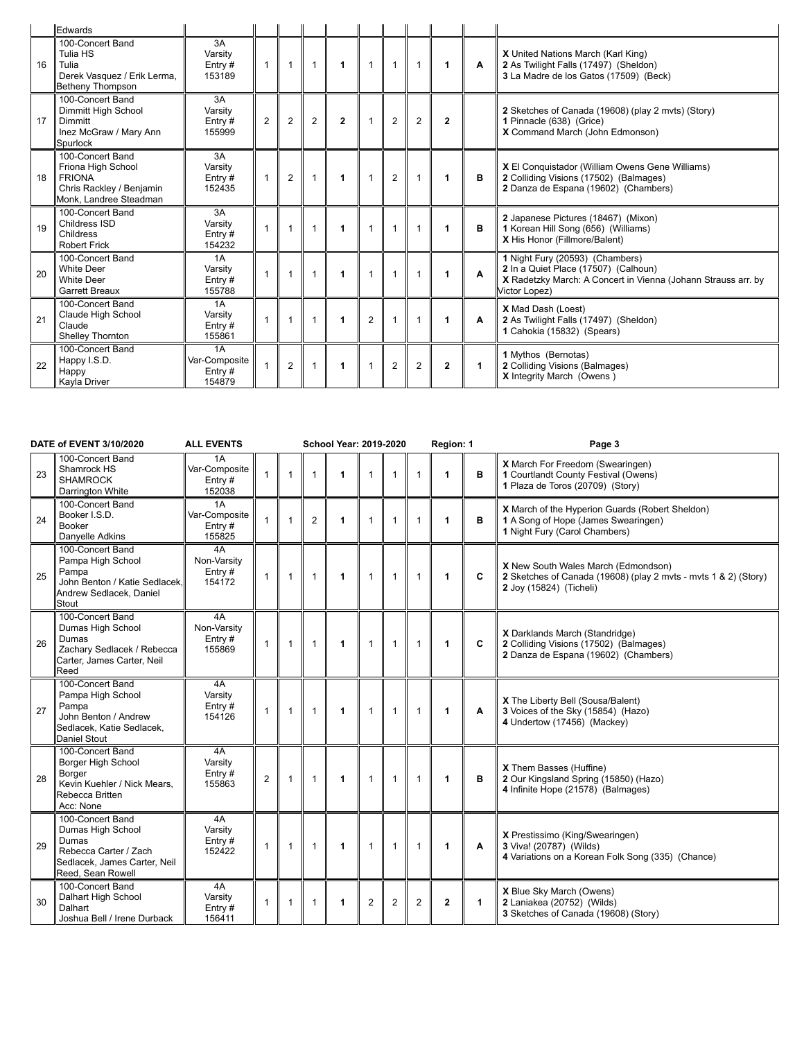| | | | | | | | | | | | | |
|---|---|---|---|---|---|---|---|---|---|---|---|---|
| | Edwards | | | | | | | | | | | |
| 16 | 100-Concert Band<br>Tulia HS<br>Tulia<br>Derek Vasquez / Erik Lerma, Betheny Thompson | 3A<br>Varsity<br>Entry #<br>153189 | 1 | 1 | 1 | **1** | 1 | 1 | 1 | **1** | **A** | **X** United Nations March (Karl King)<br>**2** As Twilight Falls (17497) (Sheldon)<br>**3** La Madre de los Gatos (17509) (Beck) |
| 17 | 100-Concert Band<br>Dimmitt High School<br>Dimmitt<br>Inez McGraw / Mary Ann Spurlock | 3A<br>Varsity<br>Entry #<br>155999 | 2 | 2 | 2 | **2** | 1 | 2 | 2 | **2** | | **2** Sketches of Canada (19608) (play 2 mvts) (Story)<br>**1** Pinnacle (638) (Grice)<br>**X** Command March (John Edmonson) |
| 18 | 100-Concert Band<br>Friona High School<br>FRIONA<br>Chris Rackley / Benjamin Monk, Landree Steadman | 3A<br>Varsity<br>Entry #<br>152435 | 1 | 2 | 1 | **1** | 1 | 2 | 1 | **1** | **B** | **X** El Conquistador (William Owens Gene Williams)<br>**2** Colliding Visions (17502) (Balmages)<br>**2** Danza de Espana (19602) (Chambers) |
| 19 | 100-Concert Band<br>Childress ISD<br>Childress<br>Robert Frick | 3A<br>Varsity<br>Entry #<br>154232 | 1 | 1 | 1 | **1** | 1 | 1 | 1 | **1** | **B** | **2** Japanese Pictures (18467) (Mixon)<br>**1** Korean Hill Song (656) (Williams)<br>**X** His Honor (Fillmore/Balent) |
| 20 | 100-Concert Band<br>White Deer<br>White Deer<br>Garrett Breaux | 1A<br>Varsity<br>Entry #<br>155788 | 1 | 1 | 1 | **1** | 1 | 1 | 1 | **1** | **A** | **1** Night Fury (20593) (Chambers)<br>**2** In a Quiet Place (17507) (Calhoun)<br>**X** Radetzky March: A Concert in Vienna (Johann Strauss arr. by Victor Lopez) |
| 21 | 100-Concert Band<br>Claude High School<br>Claude<br>Shelley Thornton | 1A<br>Varsity<br>Entry #<br>155861 | 1 | 1 | 1 | **1** | 2 | 1 | 1 | **1** | **A** | **X** Mad Dash (Loest)<br>**2** As Twilight Falls (17497) (Sheldon)<br>**1** Cahokia (15832) (Spears) |
| 22 | 100-Concert Band<br>Happy I.S.D.<br>Happy<br>Kayla Driver | 1A<br>Var-Composite<br>Entry #<br>154879 | 1 | 2 | 1 | **1** | 1 | 2 | 2 | **2** | **1** | **1** Mythos (Bernotas)<br>**2** Colliding Visions (Balmages)<br>**X** Integrity March (Owens ) |

| DATE of EVENT 3/10/2020 | | ALL EVENTS | | | School Year: 2019-2020 | | | | Region: 1 | | | Page 3 |
|---|---|---|---|---|---|---|---|---|---|---|---|---|
| 23 | 100-Concert Band<br>Shamrock HS<br>SHAMROCK<br>Darrington White | 1A<br>Var-Composite<br>Entry #<br>152038 | 1 | 1 | 1 | **1** | 1 | 1 | 1 | **1** | **B** | **X** March For Freedom (Swearingen)<br>**1** Courtlandt County Festival (Owens)<br>**1** Plaza de Toros (20709) (Story) |
| 24 | 100-Concert Band<br>Booker I.S.D.<br>Booker<br>Danyelle Adkins | 1A<br>Var-Composite<br>Entry #<br>155825 | 1 | 1 | 2 | **1** | 1 | 1 | 1 | **1** | **B** | **X** March of the Hyperion Guards (Robert Sheldon)<br>**1** A Song of Hope (James Swearingen)<br>**1** Night Fury (Carol Chambers) |
| 25 | 100-Concert Band<br>Pampa High School<br>Pampa<br>John Benton / Katie Sedlacek, Andrew Sedlacek, Daniel Stout | 4A<br>Non-Varsity<br>Entry #<br>154172 | 1 | 1 | 1 | **1** | 1 | 1 | 1 | **1** | **C** | **X** New South Wales March (Edmondson)<br>**2** Sketches of Canada (19608) (play 2 mvts - mvts 1 & 2) (Story)<br>**2** Joy (15824) (Ticheli) |
| 26 | 100-Concert Band<br>Dumas High School<br>Dumas<br>Zachary Sedlacek / Rebecca Carter, James Carter, Neil Reed | 4A<br>Non-Varsity<br>Entry #<br>155869 | 1 | 1 | 1 | **1** | 1 | 1 | 1 | **1** | **C** | **X** Darklands March (Standridge)<br>**2** Colliding Visions (17502) (Balmages)<br>**2** Danza de Espana (19602) (Chambers) |
| 27 | 100-Concert Band<br>Pampa High School<br>Pampa<br>John Benton / Andrew Sedlacek, Katie Sedlacek, Daniel Stout | 4A<br>Varsity<br>Entry #<br>154126 | 1 | 1 | 1 | **1** | 1 | 1 | 1 | **1** | **A** | **X** The Liberty Bell (Sousa/Balent)<br>**3** Voices of the Sky (15854) (Hazo)<br>**4** Undertow (17456) (Mackey) |
| 28 | 100-Concert Band<br>Borger High School<br>Borger<br>Kevin Kuehler / Nick Mears, Rebecca Britten<br>Acc: None | 4A<br>Varsity<br>Entry #<br>155863 | 2 | 1 | 1 | **1** | 1 | 1 | 1 | **1** | **B** | **X** Them Basses (Huffine)<br>**2** Our Kingsland Spring (15850) (Hazo)<br>**4** Infinite Hope (21578) (Balmages) |
| 29 | 100-Concert Band<br>Dumas High School<br>Dumas<br>Rebecca Carter / Zach Sedlacek, James Carter, Neil Reed, Sean Rowell | 4A<br>Varsity<br>Entry #<br>152422 | 1 | 1 | 1 | **1** | 1 | 1 | 1 | **1** | **A** | **X** Prestissimo (King/Swearingen)<br>**3** Viva! (20787) (Wilds)<br>**4** Variations on a Korean Folk Song (335) (Chance) |
| 30 | 100-Concert Band<br>Dalhart High School<br>Dalhart<br>Joshua Bell / Irene Durback | 4A<br>Varsity<br>Entry #<br>156411 | 1 | 1 | 1 | **1** | 2 | 2 | 2 | **2** | **1** | **X** Blue Sky March (Owens)<br>**2** Laniakea (20752) (Wilds)<br>**3** Sketches of Canada (19608) (Story) |